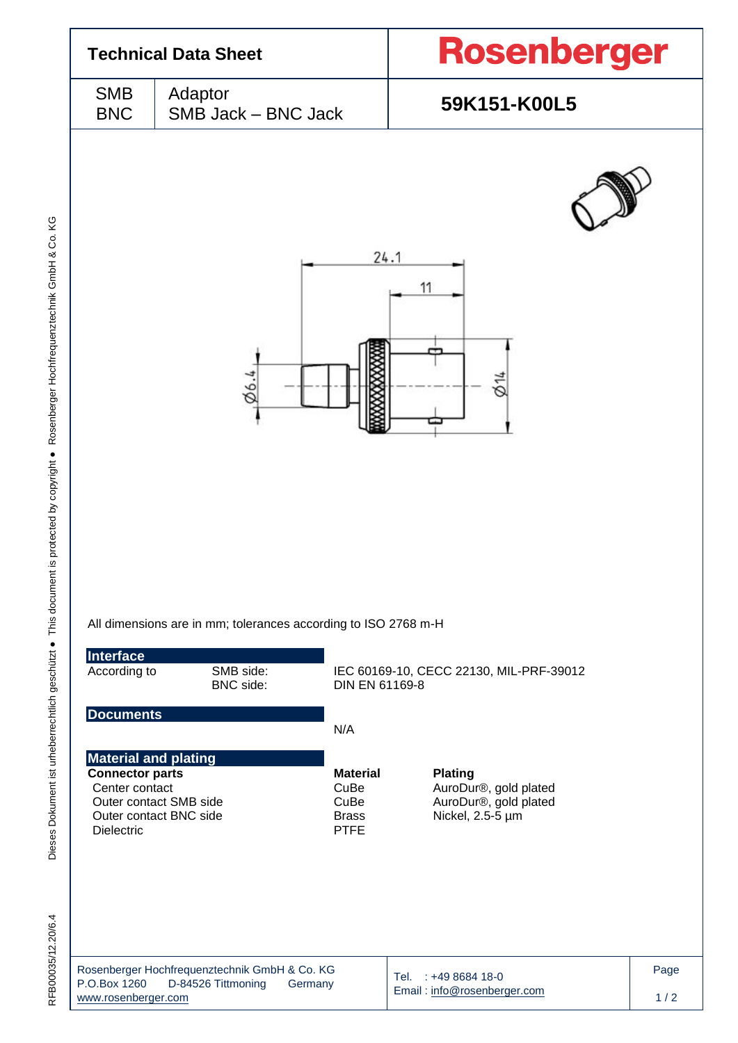# Technical Data Sheet

**Rosenberger**

| SMB<br>BNC | Adaptor<br>SMB Jack – BNC Jack | **59K151-K00L5** |
|---|---|---|

All dimensions are in mm; tolerances according to ISO 2768 m-H

## Interface

| According to | SMB side: | IEC 60169-10, CECC 22130, MIL-PRF-39012 |
|---|---|---|
| | BNC side: | DIN EN 61169-8 |

## Documents

N/A

## Material and plating

| **Connector parts** | **Material** | **Plating** |
|---|---|---|
| Center contact | CuBe | AuroDur®, gold plated |
| Outer contact SMB side | CuBe | AuroDur®, gold plated |
| Outer contact BNC side | Brass | Nickel, 2.5-5 µm |
| Dielectric | PTFE | |

Rosenberger Hochfrequenztechnik GmbH & Co. KG
P.O.Box 1260 D-84526 Tittmoning Germany
www.rosenberger.com

Tel. : +49 8684 18-0
Email : info@rosenberger.com

RFB00035/12.20/6.4

Dieses Dokument ist urheberrechtlich geschützt ● This document is protected by copyright ● Rosenberger Hochfrequenztechnik GmbH & Co. KG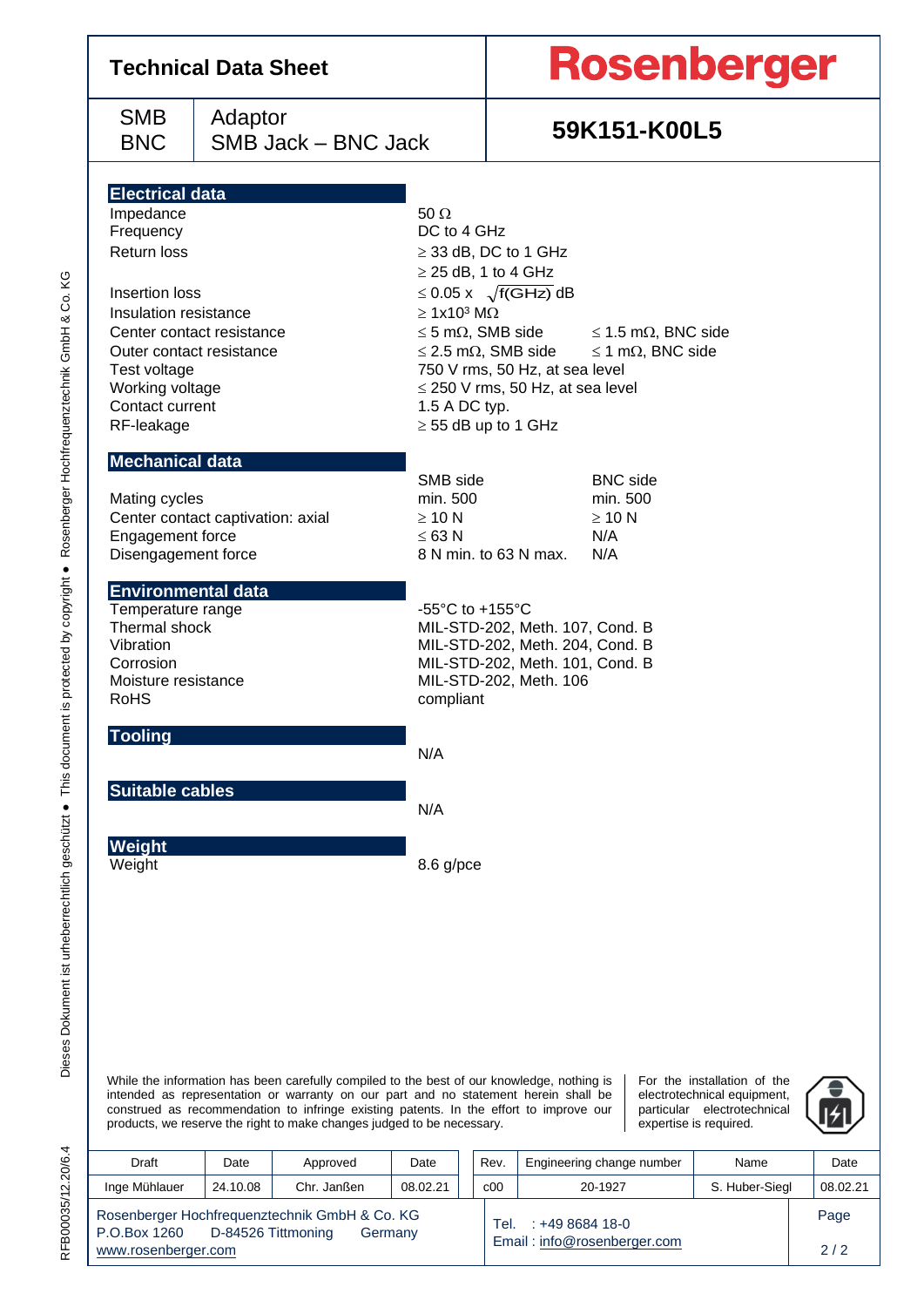# Technical Data Sheet

**Rosenberger**

| | | |
|---|---|---|
| SMB<br>BNC | Adaptor<br>SMB Jack – BNC Jack | **59K151-K00L5** |

## Electrical data

| | | |
|---|---|---|
| Impedance | 50 Ω | |
| Frequency | DC to 4 GHz | |
| Return loss | ≥ 33 dB, DC to 1 GHz<br>≥ 25 dB, 1 to 4 GHz | |
| Insertion loss | $\leq 0.05 \times \sqrt{f(GHz)}$ dB | |
| Insulation resistance | $\geq 1 \times 10^3$ MΩ | |
| Center contact resistance | ≤ 5 mΩ, SMB side | ≤ 1.5 mΩ, BNC side |
| Outer contact resistance | ≤ 2.5 mΩ, SMB side | ≤ 1 mΩ, BNC side |
| Test voltage | 750 V rms, 50 Hz, at sea level | |
| Working voltage | ≤ 250 V rms, 50 Hz, at sea level | |
| Contact current | 1.5 A DC typ. | |
| RF-leakage | ≥ 55 dB up to 1 GHz | |

## Mechanical data

| | SMB side | BNC side |
|---|---|---|
| Mating cycles | min. 500 | min. 500 |
| Center contact captivation: axial | ≥ 10 N | ≥ 10 N |
| Engagement force | ≤ 63 N | N/A |
| Disengagement force | 8 N min. to 63 N max. | N/A |

## Environmental data

| | |
|---|---|
| Temperature range | -55°C to +155°C |
| Thermal shock | MIL-STD-202, Meth. 107, Cond. B |
| Vibration | MIL-STD-202, Meth. 204, Cond. B |
| Corrosion | MIL-STD-202, Meth. 101, Cond. B |
| Moisture resistance | MIL-STD-202, Meth. 106 |
| RoHS | compliant |

## Tooling

N/A

## Suitable cables

N/A

## Weight

| | |
|---|---|
| Weight | 8.6 g/pce |

While the information has been carefully compiled to the best of our knowledge, nothing is intended as representation or warranty on our part and no statement herein shall be construed as recommendation to infringe existing patents. In the effort to improve our products, we reserve the right to make changes judged to be necessary.

For the installation of the electrotechnical equipment, particular electrotechnical expertise is required.

| Draft | Date | Approved | Date | Rev. | Engineering change number | Name | Date |
|---|---|---|---|---|---|---|---|
| Inge Mühlauer | 24.10.08 | Chr. Janßen | 08.02.21 | c00 | 20-1927 | S. Huber-Siegl | 08.02.21 |

Rosenberger Hochfrequenztechnik GmbH & Co. KG
P.O.Box 1260 D-84526 Tittmoning Germany
www.rosenberger.com

Tel. : +49 8684 18-0
Email : info@rosenberger.com

RFB00035/12.20/6.4

Dieses Dokument ist urheberrechtlich geschützt ● This document is protected by copyright ● Rosenberger Hochfrequenztechnik GmbH & Co. KG